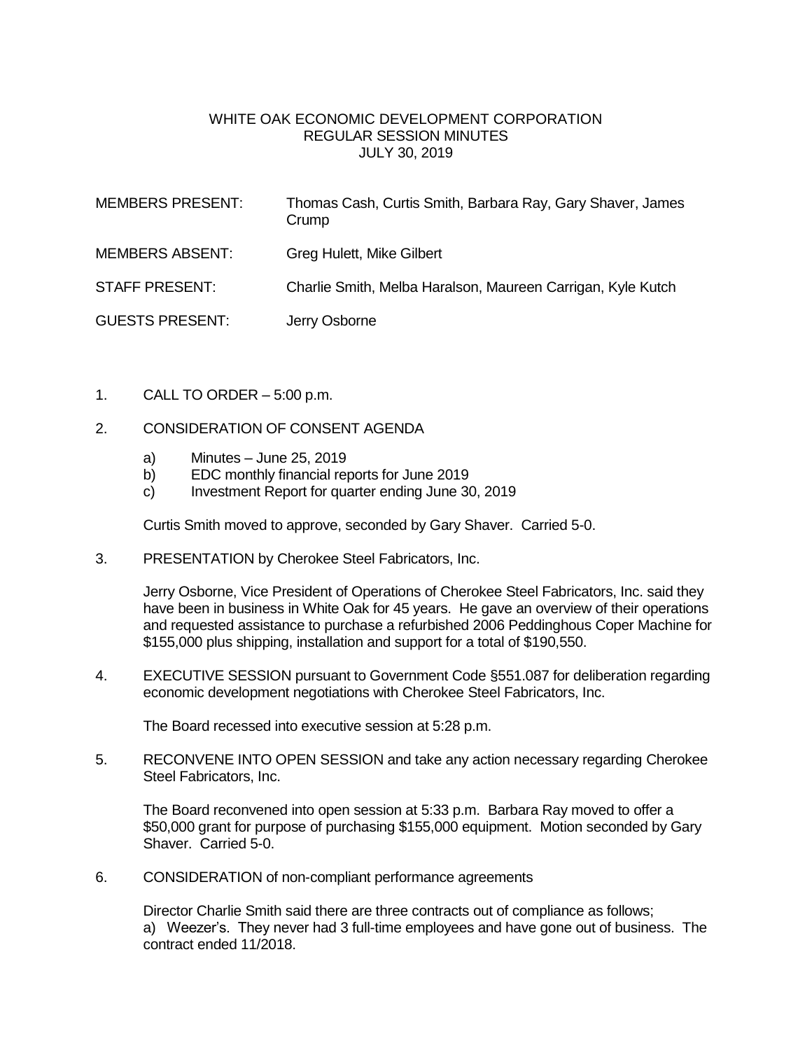# WHITE OAK ECONOMIC DEVELOPMENT CORPORATION
## REGULAR SESSION MINUTES
### JULY 30, 2019

| | |
|---|---|
| MEMBERS PRESENT: | Thomas Cash, Curtis Smith, Barbara Ray, Gary Shaver, James Crump |
| MEMBERS ABSENT: | Greg Hulett, Mike Gilbert |
| STAFF PRESENT: | Charlie Smith, Melba Haralson, Maureen Carrigan, Kyle Kutch |
| GUESTS PRESENT: | Jerry Osborne |

1. CALL TO ORDER – 5:00 p.m.

2. CONSIDERATION OF CONSENT AGENDA

   a) Minutes – June 25, 2019
   b) EDC monthly financial reports for June 2019
   c) Investment Report for quarter ending June 30, 2019

   Curtis Smith moved to approve, seconded by Gary Shaver. Carried 5-0.

3. PRESENTATION by Cherokee Steel Fabricators, Inc.

   Jerry Osborne, Vice President of Operations of Cherokee Steel Fabricators, Inc. said they have been in business in White Oak for 45 years. He gave an overview of their operations and requested assistance to purchase a refurbished 2006 Peddinghous Coper Machine for $155,000 plus shipping, installation and support for a total of $190,550.

4. EXECUTIVE SESSION pursuant to Government Code §551.087 for deliberation regarding economic development negotiations with Cherokee Steel Fabricators, Inc.

   The Board recessed into executive session at 5:28 p.m.

5. RECONVENE INTO OPEN SESSION and take any action necessary regarding Cherokee Steel Fabricators, Inc.

   The Board reconvened into open session at 5:33 p.m. Barbara Ray moved to offer a $50,000 grant for purpose of purchasing $155,000 equipment. Motion seconded by Gary Shaver. Carried 5-0.

6. CONSIDERATION of non-compliant performance agreements

   Director Charlie Smith said there are three contracts out of compliance as follows;
   a) Weezer's. They never had 3 full-time employees and have gone out of business. The contract ended 11/2018.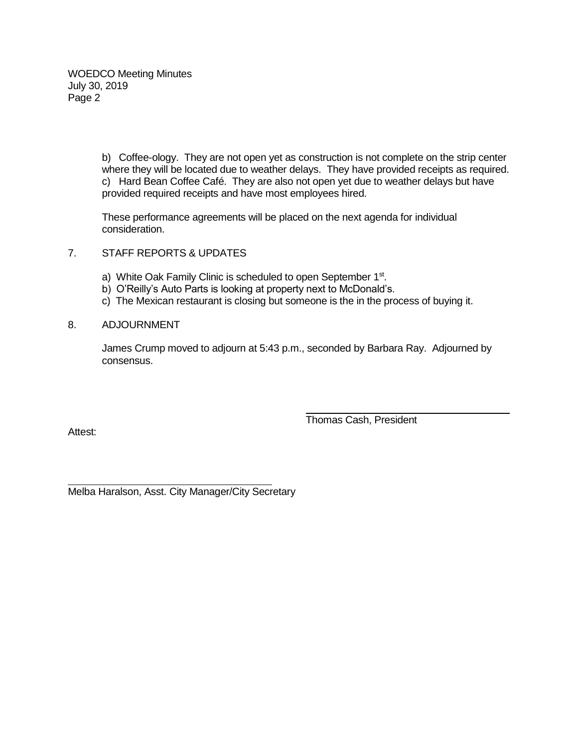b) Coffee-ology. They are not open yet as construction is not complete on the strip center where they will be located due to weather delays. They have provided receipts as required.
c) Hard Bean Coffee Café. They are also not open yet due to weather delays but have provided required receipts and have most employees hired.

These performance agreements will be placed on the next agenda for individual consideration.

7. STAFF REPORTS & UPDATES

a) White Oak Family Clinic is scheduled to open September 1st.
b) O'Reilly's Auto Parts is looking at property next to McDonald's.
c) The Mexican restaurant is closing but someone is the in the process of buying it.

8. ADJOURNMENT

James Crump moved to adjourn at 5:43 p.m., seconded by Barbara Ray. Adjourned by consensus.

\_\_\_\_\_\_\_\_\_\_\_\_\_\_\_\_\_\_\_\_\_\_\_\_\_\_\_\_\_\_\_\_
Thomas Cash, President

Attest:

\_\_\_\_\_\_\_\_\_\_\_\_\_\_\_\_\_\_\_\_\_\_\_\_\_\_\_\_\_\_\_\_
Melba Haralson, Asst. City Manager/City Secretary